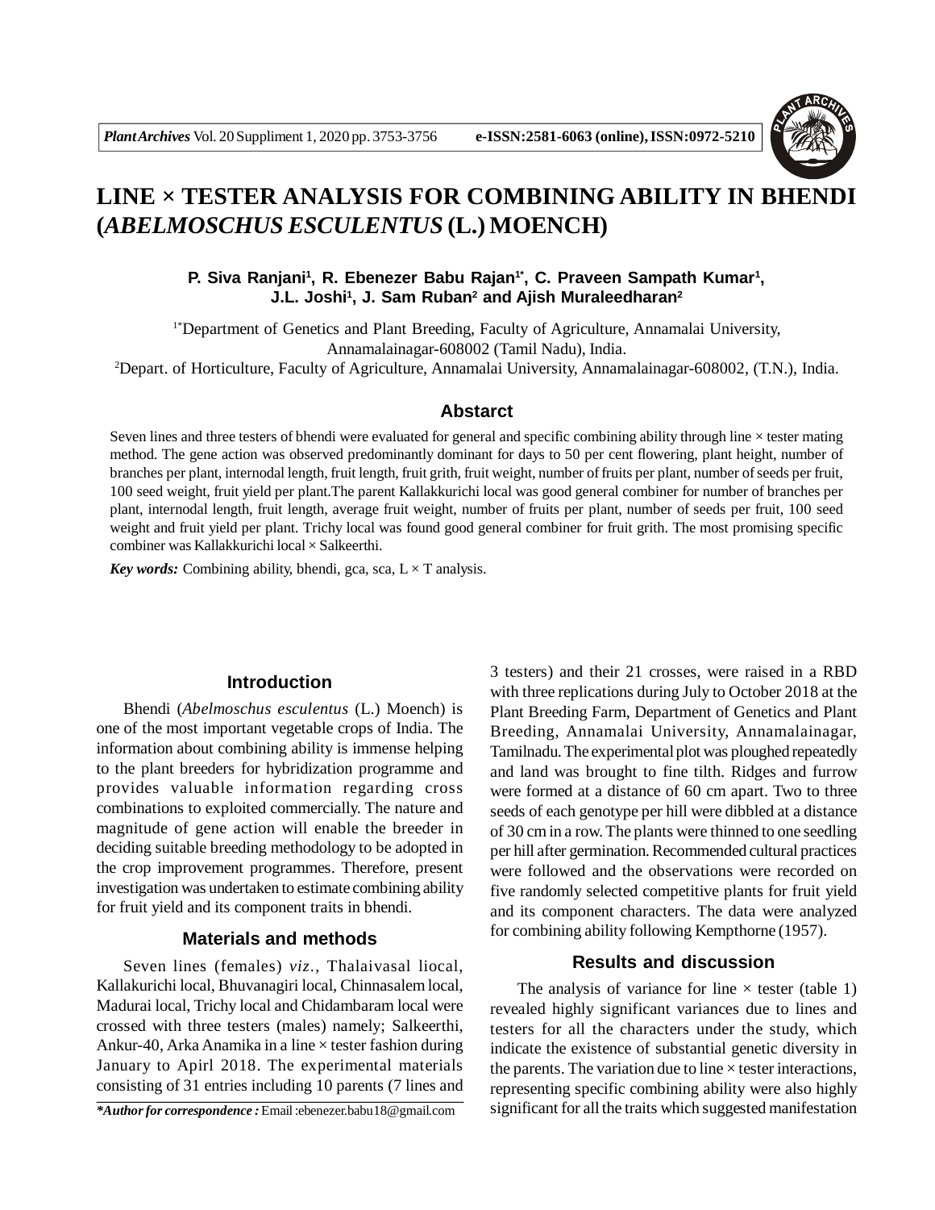# LINE × TESTER ANALYSIS FOR COMBINING ABILITY IN BHENDI (*ABELMOSCHUS ESCULENTUS* (L.) MOENCH)

**P. Siva Ranjani[1], R. Ebenezer Babu Rajan[1*], C. Praveen Sampath Kumar[1], J.L. Joshi[1], J. Sam Ruban[2] and Ajish Muraleedharan[2]**

[1*]Department of Genetics and Plant Breeding, Faculty of Agriculture, Annamalai University, Annamalainagar-608002 (Tamil Nadu), India.
[2]Depart. of Horticulture, Faculty of Agriculture, Annamalai University, Annamalainagar-608002, (T.N.), India.

## Abstarct

Seven lines and three testers of bhendi were evaluated for general and specific combining ability through line × tester mating method. The gene action was observed predominantly dominant for days to 50 per cent flowering, plant height, number of branches per plant, internodal length, fruit length, fruit grith, fruit weight, number of fruits per plant, number of seeds per fruit, 100 seed weight, fruit yield per plant.The parent Kallakkurichi local was good general combiner for number of branches per plant, internodal length, fruit length, average fruit weight, number of fruits per plant, number of seeds per fruit, 100 seed weight and fruit yield per plant. Trichy local was found good general combiner for fruit grith. The most promising specific combiner was Kallakkurichi local × Salkeerthi.

***Key words:*** Combining ability, bhendi, gca, sca, L × T analysis.

## Introduction

Bhendi (*Abelmoschus esculentus* (L.) Moench) is one of the most important vegetable crops of India. The information about combining ability is immense helping to the plant breeders for hybridization programme and provides valuable information regarding cross combinations to exploited commercially. The nature and magnitude of gene action will enable the breeder in deciding suitable breeding methodology to be adopted in the crop improvement programmes. Therefore, present investigation was undertaken to estimate combining ability for fruit yield and its component traits in bhendi.

## Materials and methods

Seven lines (females) *viz*., Thalaivasal liocal, Kallakurichi local, Bhuvanagiri local, Chinnasalem local, Madurai local, Trichy local and Chidambaram local were crossed with three testers (males) namely; Salkeerthi, Ankur-40, Arka Anamika in a line × tester fashion during January to Apirl 2018. The experimental materials consisting of 31 entries including 10 parents (7 lines and 3 testers) and their 21 crosses, were raised in a RBD with three replications during July to October 2018 at the Plant Breeding Farm, Department of Genetics and Plant Breeding, Annamalai University, Annamalainagar, Tamilnadu. The experimental plot was ploughed repeatedly and land was brought to fine tilth. Ridges and furrow were formed at a distance of 60 cm apart. Two to three seeds of each genotype per hill were dibbled at a distance of 30 cm in a row. The plants were thinned to one seedling per hill after germination. Recommended cultural practices were followed and the observations were recorded on five randomly selected competitive plants for fruit yield and its component characters. The data were analyzed for combining ability following Kempthorne (1957).

## Results and discussion

The analysis of variance for line × tester (table 1) revealed highly significant variances due to lines and testers for all the characters under the study, which indicate the existence of substantial genetic diversity in the parents. The variation due to line × tester interactions, representing specific combining ability were also highly significant for all the traits which suggested manifestation

***Author for correspondence :** Email :ebenezer.babu18@gmail.com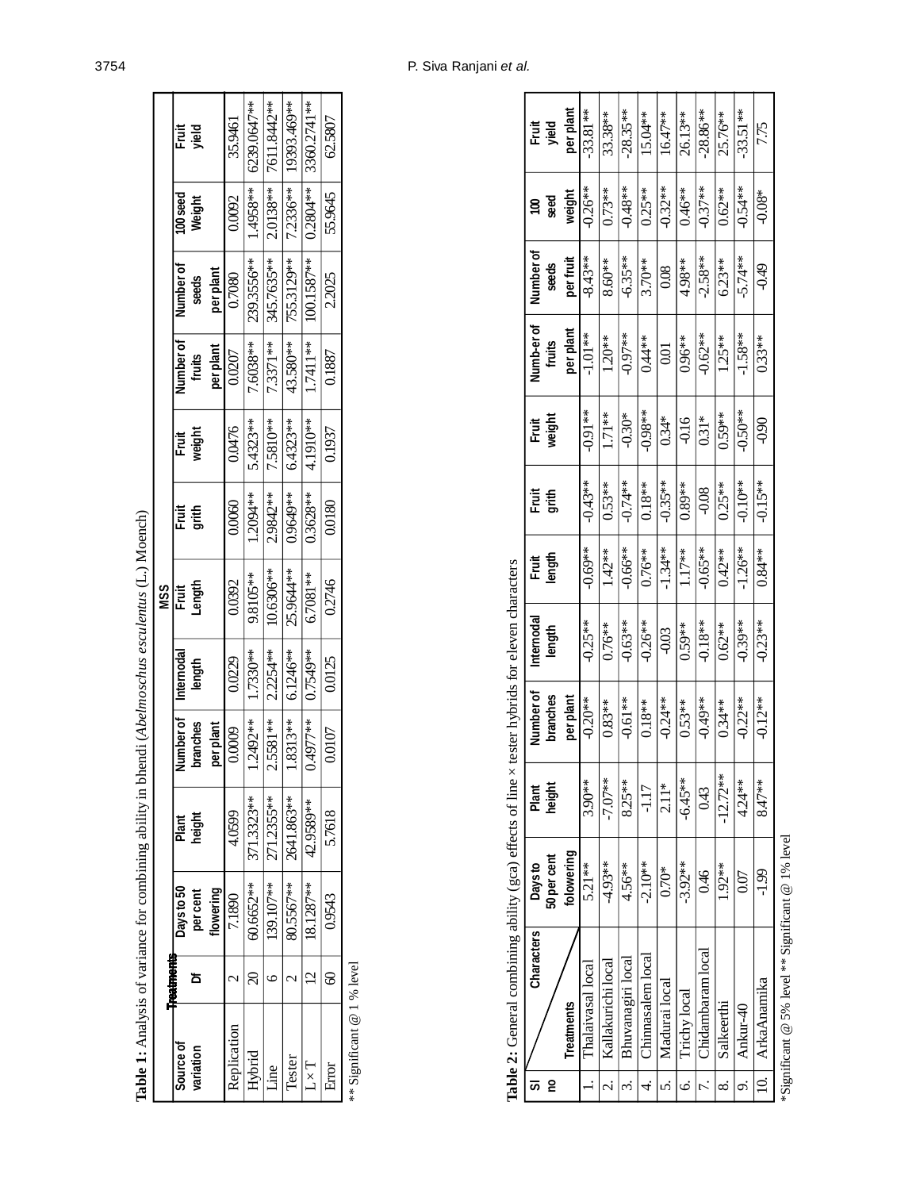**Table 1:** Analysis of variance for combining ability in bhendi (*Abelmoschus esculentus* (L.) Moench)

| Source of variation | Df | MSS | | | | | | | | | | |
|---|---|---|---|---|---|---|---|---|---|---|---|---|
| | | Days to 50 per cent flowering | Plant height | Number of branches per plant | Internodal length | Fruit Length | Fruit grith | Fruit weight | Number of fruits per plant | Number of seeds per plant | 100 seed Weight | Fruit yield |
| Replication | 2 | 7.1890 | 4.0599 | 0.0009 | 0.0229 | 0.0392 | 0.0060 | 0.0476 | 0.0207 | 0.7080 | 0.0092 | 35.9461 |
| Hybrid | 20 | 60.6652** | 371.3323** | 1.2492** | 1.7330** | 9.8105** | 1.2094** | 5.4323** | 7.6038** | 239.3556** | 1.4958** | 6239.0647** |
| Line | 6 | 139.107** | 271.2355** | 2.5581** | 2.2254** | 10.6306** | 2.9842** | 7.5810** | 7.3371** | 345.7635** | 2.0138** | 7611.8442** |
| Tester | 2 | 80.5567** | 2641.863** | 1.8313** | 6.1246** | 25.9644** | 0.9649** | 6.4323** | 43.580** | 755.3129** | 7.2336** | 19393.469** |
| L × T | 12 | 18.1287** | 42.9589** | 0.4977** | 0.7549** | 6.7081** | 0.3628** | 4.1910** | 1.7411** | 100.1587** | 0.2804** | 3360.2741** |
| Error | 60 | 0.9543 | 5.7618 | 0.0107 | 0.0125 | 0.2746 | 0.0180 | 0.1937 | 0.1887 | 2.2025 | 55.9645 | 62.5807 |

** Significant @ 1 % level

**Table 2:** General combining ability (gca) effects of line × tester hybrids for eleven characters

| Sl no | Treatments / Characters | Days to 50 per cent folowering | Plant height | Number of branches per plant | Internodal length | Fruit length | Fruit grith | Fruit weight | Numb-er of fruits per plant | Number of seeds per fruit | 100 seed weight | Fruit yield per plant |
|---|---|---|---|---|---|---|---|---|---|---|---|---|
| 1. | Thalaivasal local | 5.21** | 3.90** | -0.20** | -0.25** | -0.69** | -0.43** | -0.91** | -1.01** | -8.43** | -0.26** | -33.81** |
| 2. | Kallakurichi local | -4.93** | -7.07** | 0.83** | 0.76** | 1.42** | 0.53** | 1.71** | 1.20** | 8.60** | 0.73** | 33.38** |
| 3. | Bhuvanagiri local | 4.56** | 8.25** | -0.61** | -0.63** | -0.66** | -0.74** | -0.30* | -0.97** | -6.35** | -0.48** | -28.35** |
| 4. | Chinnasalem local | -2.10** | -1.17 | 0.18** | -0.26** | 0.76** | 0.18** | -0.98** | 0.44** | 3.70** | 0.25** | 15.04** |
| 5. | Madurai local | 0.70* | 2.11* | -0.24** | -0.03 | -1.34** | -0.35** | 0.34* | 0.01 | 0.08 | -0.32** | 16.47** |
| 6. | Trichy local | -3.92** | -6.45** | 0.53** | 0.59** | 1.17** | 0.89** | -0.16 | 0.96** | 4.98** | 0.46** | 26.13** |
| 7. | Chidambaram local | 0.46 | 0.43 | -0.49** | -0.18** | -0.65** | -0.08 | 0.31* | -0.62** | -2.58** | -0.37** | -28.86** |
| 8. | Salkeerthi | 1.92** | -12.72** | 0.34** | 0.62** | 0.42** | 0.25** | 0.59** | 1.25** | 6.23** | 0.62** | 25.76** |
| 9. | Ankur-40 | 0.07 | 4.24** | -0.22** | -0.39** | -1.26** | -0.10** | -0.50** | -1.58** | -5.74** | -0.54** | -33.51** |
| 10. | ArkaAnamika | -1.99 | 8.47** | -0.12** | -0.23** | 0.84** | -0.15** | -0.90 | 0.33** | -0.49 | -0.08* | 7.75 |

*Significant @ 5% level ** Significant @ 1% level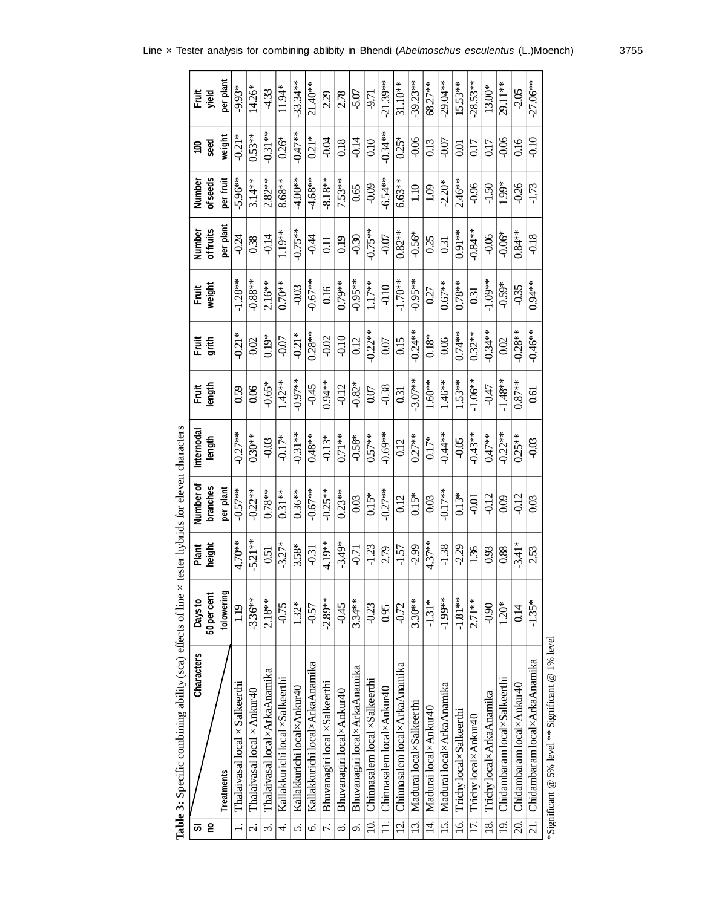**Table 3:** Specific combining ability (sca) effects of line × tester hybrids for eleven characters

| Sl no | Characters / Treatments | Days to 50 per cent folowering | Plant height | Number of branches per plant | Internodal length | Fruit length | Fruit grith | Fruit weight | Number of fruits per plant | Number of seeds per fruit | 100 seed weight | Fruit yield per plant |
|---|---|---|---|---|---|---|---|---|---|---|---|---|
| 1. | Thalaivasal local × Salkeerthi | 1.19 | 4.70** | -0.57** | -0.27** | 0.59 | -0.21* | -1.28** | -0.24 | -5.96** | -0.21* | -9.93* |
| 2. | Thalaivasal local × Ankur40 | -3.36** | -5.21** | -0.22** | 0.30** | 0.06 | 0.02 | -0.88** | 0.38 | 3.14** | 0.53** | 14.26* |
| 3. | Thalaivasal local×ArkaAnamika | 2.18** | 0.51 | 0.78** | -0.03 | -0.65* | 0.19* | 2.16** | -0.14 | 2.82** | -0.31** | -4.33 |
| 4. | Kallakkurichi local ×Salkeerthi | -0.75 | -3.27* | 0.31** | -0.17* | 1.42** | -0.07 | 0.70** | 1.19** | 8.68** | 0.26* | 11.94* |
| 5. | Kallakkurichi local×Ankur40 | 1.32* | 3.58* | 0.36** | -0.31** | -0.97** | -0.21* | -0.03 | -0.75** | -4.00** | -0.47** | -33.34** |
| 6. | Kallakkurichi local×ArkaAnamika | -0.57 | -0.31 | -0.67** | 0.48** | -0.45 | 0.28** | -0.67** | -0.44 | -4.68** | 0.21* | 21.40** |
| 7. | Bhuvanagiri local ×Salkeerthi | -2.89** | 4.19** | -0.25** | -0.13* | 0.94** | -0.02 | 0.16 | 0.11 | -8.18** | -0.04 | 2.29 |
| 8. | Bhuvanagiri local×Ankur40 | -0.45 | -3.49* | 0.23** | 0.71** | -0.12 | -0.10 | 0.79** | 0.19 | 7.53** | 0.18 | 2.78 |
| 9. | Bhuvanagiri local×ArkaAnamika | 3.34** | -0.71 | 0.03 | -0.58* | -0.82* | 0.12 | -0.95** | -0.30 | 0.65 | -0.14 | -5.07 |
| 10. | Chinnasalem local ×Salkeerthi | -0.23 | -1.23 | 0.15* | 0.57** | 0.07 | -0.22** | 1.17** | -0.75** | -0.09 | 0.10 | -9.71 |
| 11. | Chinnasalem local×Ankur40 | 0.95 | 2.79 | -0.27** | -0.69** | -0.38 | 0.07 | -0.10 | -0.07 | -6.54** | -0.34** | -21.39** |
| 12. | Chinnasalem local×ArkaAnamika | -0.72 | -1.57 | 0.12 | 0.12 | 0.31 | 0.15 | -1.70** | 0.82** | 6.63** | 0.25* | 31.10** |
| 13. | Madurai local×Salkeerthi | 3.30** | -2.99 | 0.15* | 0.27** | -3.07** | -0.24** | -0.95** | -0.56* | 1.10 | -0.06 | -39.23** |
| 14. | Madurai local×Ankur40 | -1.31* | 4.37** | 0.03 | 0.17* | 1.60** | 0.18* | 0.27 | 0.25 | 1.09 | 0.13 | 68.27** |
| 15. | Madurai local×Arka Anamika | -1.99** | -1.38 | -0.17** | -0.44** | 1.46** | 0.06 | 0.67** | 0.31 | -2.20* | -0.07 | -29.04** |
| 16. | Trichy local×Salkeerthi | -1.81** | -2.29 | 0.13* | -0.05 | 1.53** | 0.74** | 0.78** | 0.91** | 2.46** | 0.01 | 15.53** |
| 17. | Trichy local×Ankur40 | 2.71** | 1.36 | -0.01 | -0.43** | -1.06** | 0.32** | 0.31 | -0.84** | -0.96 | 0.17 | -28.53** |
| 18. | Trichy local×ArkaAnamika | -0.90 | 0.93 | -0.12 | 0.47** | -0.47 | -0.34** | -1.09** | -0.06 | -1.50 | 0.17 | 13.00* |
| 19. | Chidambaram local×Salkeerthi | 1.20* | 0.88 | 0.09 | -0.22** | -1.48** | 0.02 | -0.59* | -0.06* | 1.99* | -0.06 | 29.11** |
| 20. | Chidambaram local×Ankur40 | 0.14 | -3.41* | -0.12 | 0.25** | 0.87** | -0.28** | -0.35 | 0.84** | -0.26 | 0.16 | -2.05 |
| 21. | Chidambaram local×ArkaAnamika | -1.35* | 2.53 | 0.03 | -0.03 | 0.61 | -0.46** | 0.94** | -0.18 | -1.73 | -0.10 | -27.06** |

*Significant @ 5% level ** Significant @ 1% level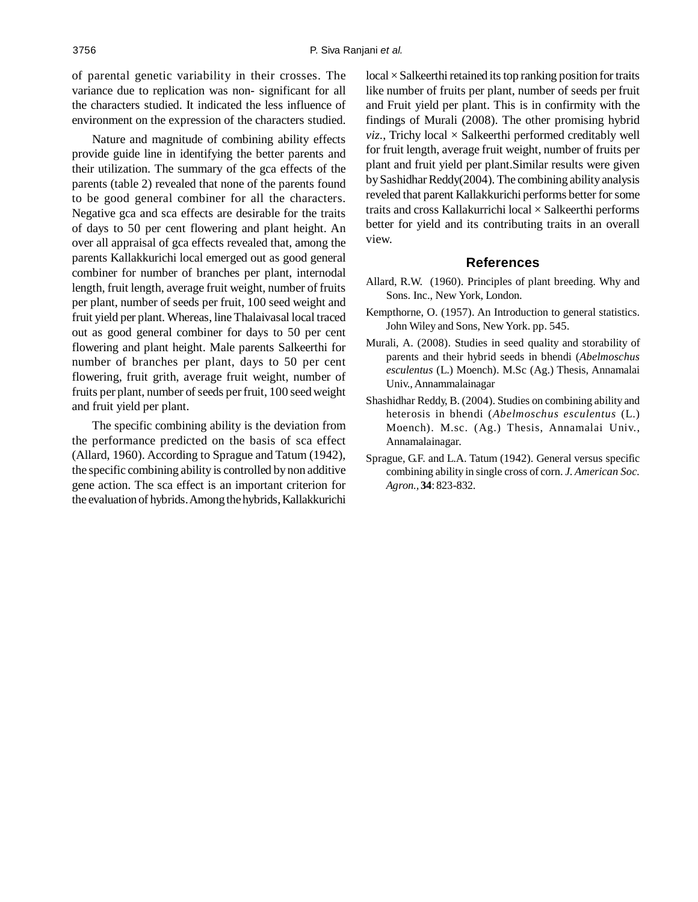of parental genetic variability in their crosses. The variance due to replication was non- significant for all the characters studied. It indicated the less influence of environment on the expression of the characters studied.

Nature and magnitude of combining ability effects provide guide line in identifying the better parents and their utilization. The summary of the gca effects of the parents (table 2) revealed that none of the parents found to be good general combiner for all the characters. Negative gca and sca effects are desirable for the traits of days to 50 per cent flowering and plant height. An over all appraisal of gca effects revealed that, among the parents Kallakkurichi local emerged out as good general combiner for number of branches per plant, internodal length, fruit length, average fruit weight, number of fruits per plant, number of seeds per fruit, 100 seed weight and fruit yield per plant. Whereas, line Thalaivasal local traced out as good general combiner for days to 50 per cent flowering and plant height. Male parents Salkeerthi for number of branches per plant, days to 50 per cent flowering, fruit grith, average fruit weight, number of fruits per plant, number of seeds per fruit, 100 seed weight and fruit yield per plant.

The specific combining ability is the deviation from the performance predicted on the basis of sca effect (Allard, 1960). According to Sprague and Tatum (1942), the specific combining ability is controlled by non additive gene action. The sca effect is an important criterion for the evaluation of hybrids. Among the hybrids, Kallakkurichi local × Salkeerthi retained its top ranking position for traits like number of fruits per plant, number of seeds per fruit and Fruit yield per plant. This is in confirmity with the findings of Murali (2008). The other promising hybrid *viz.*, Trichy local × Salkeerthi performed creditably well for fruit length, average fruit weight, number of fruits per plant and fruit yield per plant.Similar results were given by Sashidhar Reddy(2004). The combining ability analysis reveled that parent Kallakkurichi performs better for some traits and cross Kallakurrichi local × Salkeerthi performs better for yield and its contributing traits in an overall view.

## References

Allard, R.W. (1960). Principles of plant breeding. Why and Sons. Inc., New York, London.

Kempthorne, O. (1957). An Introduction to general statistics. John Wiley and Sons, New York. pp. 545.

Murali, A. (2008). Studies in seed quality and storability of parents and their hybrid seeds in bhendi (*Abelmoschus esculentus* (L.) Moench). M.Sc (Ag.) Thesis, Annamalai Univ., Annammalainagar

Shashidhar Reddy, B. (2004). Studies on combining ability and heterosis in bhendi (*Abelmoschus esculentus* (L.) Moench). M.sc. (Ag.) Thesis, Annamalai Univ., Annamalainagar.

Sprague, G.F. and L.A. Tatum (1942). General versus specific combining ability in single cross of corn. *J. American Soc. Agron.*, **34**: 823-832.